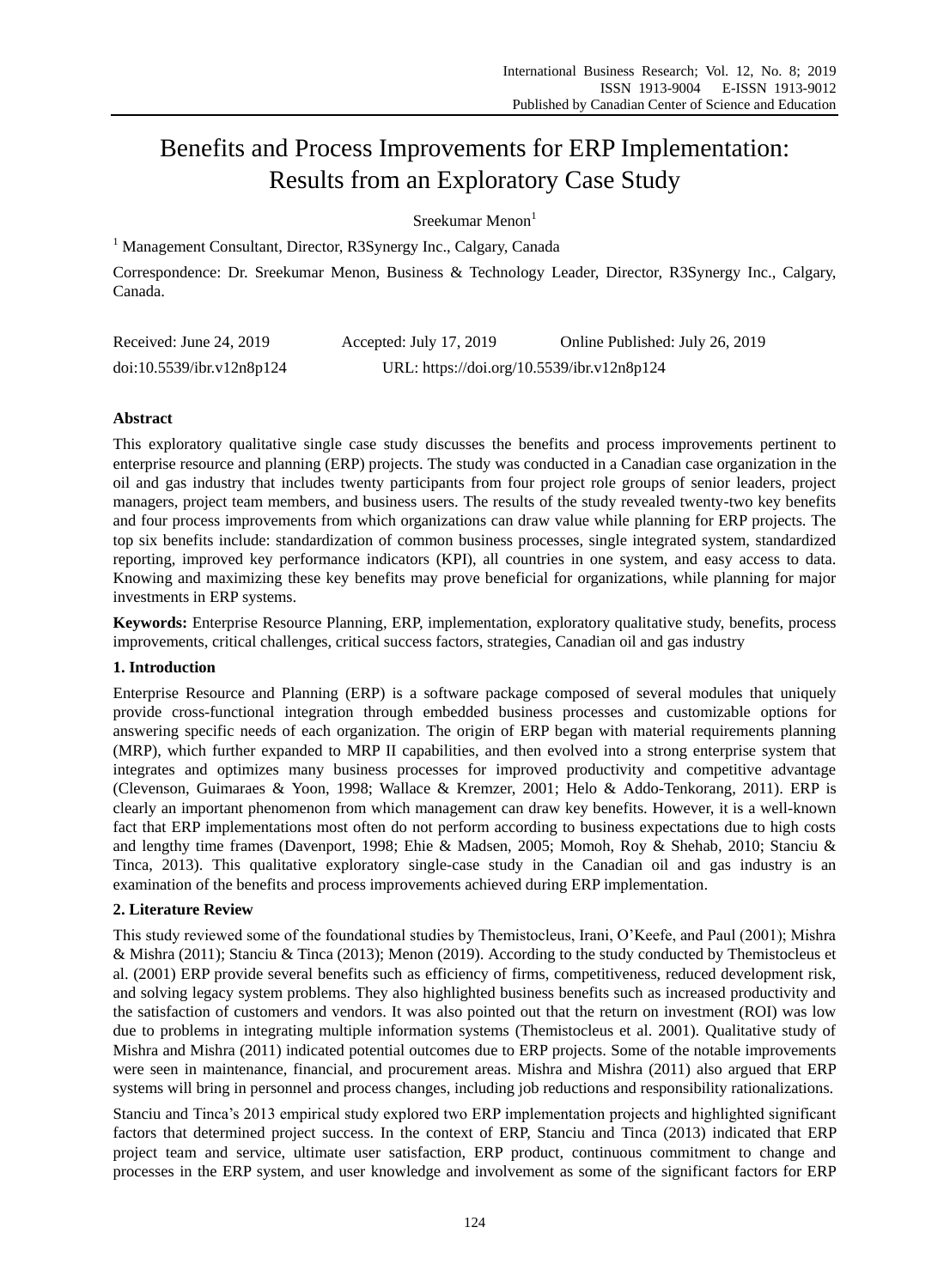# Benefits and Process Improvements for ERP Implementation: Results from an Exploratory Case Study

Sreekumar Menon[1]

[1] Management Consultant, Director, R3Synergy Inc., Calgary, Canada

Correspondence: Dr. Sreekumar Menon, Business & Technology Leader, Director, R3Synergy Inc., Calgary, Canada.

Received: June 24, 2019 Accepted: July 17, 2019 Online Published: July 26, 2019

doi:10.5539/ibr.v12n8p124 URL: https://doi.org/10.5539/ibr.v12n8p124

## Abstract

This exploratory qualitative single case study discusses the benefits and process improvements pertinent to enterprise resource and planning (ERP) projects. The study was conducted in a Canadian case organization in the oil and gas industry that includes twenty participants from four project role groups of senior leaders, project managers, project team members, and business users. The results of the study revealed twenty-two key benefits and four process improvements from which organizations can draw value while planning for ERP projects. The top six benefits include: standardization of common business processes, single integrated system, standardized reporting, improved key performance indicators (KPI), all countries in one system, and easy access to data. Knowing and maximizing these key benefits may prove beneficial for organizations, while planning for major investments in ERP systems.

**Keywords:** Enterprise Resource Planning, ERP, implementation, exploratory qualitative study, benefits, process improvements, critical challenges, critical success factors, strategies, Canadian oil and gas industry

## 1. Introduction

Enterprise Resource and Planning (ERP) is a software package composed of several modules that uniquely provide cross-functional integration through embedded business processes and customizable options for answering specific needs of each organization. The origin of ERP began with material requirements planning (MRP), which further expanded to MRP II capabilities, and then evolved into a strong enterprise system that integrates and optimizes many business processes for improved productivity and competitive advantage (Clevenson, Guimaraes & Yoon, 1998; Wallace & Kremzer, 2001; Helo & Addo-Tenkorang, 2011). ERP is clearly an important phenomenon from which management can draw key benefits. However, it is a well-known fact that ERP implementations most often do not perform according to business expectations due to high costs and lengthy time frames (Davenport, 1998; Ehie & Madsen, 2005; Momoh, Roy & Shehab, 2010; Stanciu & Tinca, 2013). This qualitative exploratory single-case study in the Canadian oil and gas industry is an examination of the benefits and process improvements achieved during ERP implementation.

## 2. Literature Review

This study reviewed some of the foundational studies by Themistocleus, Irani, O'Keefe, and Paul (2001); Mishra & Mishra (2011); Stanciu & Tinca (2013); Menon (2019). According to the study conducted by Themistocleus et al. (2001) ERP provide several benefits such as efficiency of firms, competitiveness, reduced development risk, and solving legacy system problems. They also highlighted business benefits such as increased productivity and the satisfaction of customers and vendors. It was also pointed out that the return on investment (ROI) was low due to problems in integrating multiple information systems (Themistocleus et al. 2001). Qualitative study of Mishra and Mishra (2011) indicated potential outcomes due to ERP projects. Some of the notable improvements were seen in maintenance, financial, and procurement areas. Mishra and Mishra (2011) also argued that ERP systems will bring in personnel and process changes, including job reductions and responsibility rationalizations.

Stanciu and Tinca's 2013 empirical study explored two ERP implementation projects and highlighted significant factors that determined project success. In the context of ERP, Stanciu and Tinca (2013) indicated that ERP project team and service, ultimate user satisfaction, ERP product, continuous commitment to change and processes in the ERP system, and user knowledge and involvement as some of the significant factors for ERP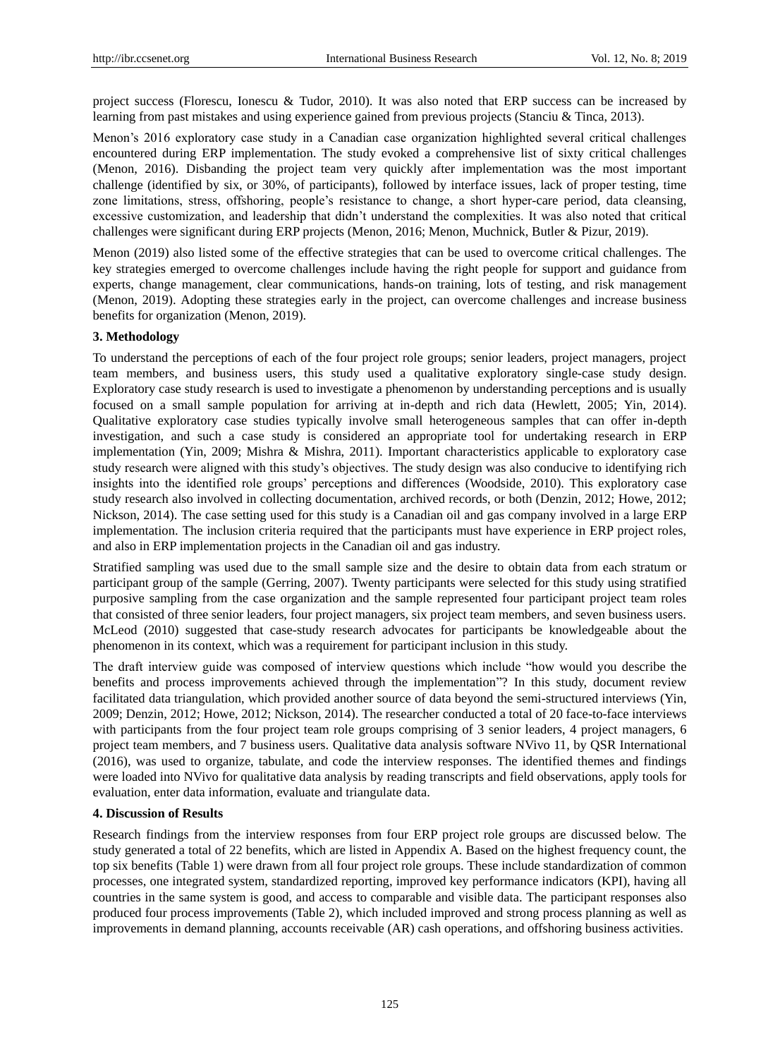project success (Florescu, Ionescu & Tudor, 2010). It was also noted that ERP success can be increased by learning from past mistakes and using experience gained from previous projects (Stanciu & Tinca, 2013).

Menon's 2016 exploratory case study in a Canadian case organization highlighted several critical challenges encountered during ERP implementation. The study evoked a comprehensive list of sixty critical challenges (Menon, 2016). Disbanding the project team very quickly after implementation was the most important challenge (identified by six, or 30%, of participants), followed by interface issues, lack of proper testing, time zone limitations, stress, offshoring, people's resistance to change, a short hyper-care period, data cleansing, excessive customization, and leadership that didn't understand the complexities. It was also noted that critical challenges were significant during ERP projects (Menon, 2016; Menon, Muchnick, Butler & Pizur, 2019).

Menon (2019) also listed some of the effective strategies that can be used to overcome critical challenges. The key strategies emerged to overcome challenges include having the right people for support and guidance from experts, change management, clear communications, hands-on training, lots of testing, and risk management (Menon, 2019). Adopting these strategies early in the project, can overcome challenges and increase business benefits for organization (Menon, 2019).

### 3. Methodology

To understand the perceptions of each of the four project role groups; senior leaders, project managers, project team members, and business users, this study used a qualitative exploratory single-case study design. Exploratory case study research is used to investigate a phenomenon by understanding perceptions and is usually focused on a small sample population for arriving at in-depth and rich data (Hewlett, 2005; Yin, 2014). Qualitative exploratory case studies typically involve small heterogeneous samples that can offer in-depth investigation, and such a case study is considered an appropriate tool for undertaking research in ERP implementation (Yin, 2009; Mishra & Mishra, 2011). Important characteristics applicable to exploratory case study research were aligned with this study's objectives. The study design was also conducive to identifying rich insights into the identified role groups' perceptions and differences (Woodside, 2010). This exploratory case study research also involved in collecting documentation, archived records, or both (Denzin, 2012; Howe, 2012; Nickson, 2014). The case setting used for this study is a Canadian oil and gas company involved in a large ERP implementation. The inclusion criteria required that the participants must have experience in ERP project roles, and also in ERP implementation projects in the Canadian oil and gas industry.

Stratified sampling was used due to the small sample size and the desire to obtain data from each stratum or participant group of the sample (Gerring, 2007). Twenty participants were selected for this study using stratified purposive sampling from the case organization and the sample represented four participant project team roles that consisted of three senior leaders, four project managers, six project team members, and seven business users. McLeod (2010) suggested that case-study research advocates for participants be knowledgeable about the phenomenon in its context, which was a requirement for participant inclusion in this study.

The draft interview guide was composed of interview questions which include "how would you describe the benefits and process improvements achieved through the implementation"? In this study, document review facilitated data triangulation, which provided another source of data beyond the semi-structured interviews (Yin, 2009; Denzin, 2012; Howe, 2012; Nickson, 2014). The researcher conducted a total of 20 face-to-face interviews with participants from the four project team role groups comprising of 3 senior leaders, 4 project managers, 6 project team members, and 7 business users. Qualitative data analysis software NVivo 11, by QSR International (2016), was used to organize, tabulate, and code the interview responses. The identified themes and findings were loaded into NVivo for qualitative data analysis by reading transcripts and field observations, apply tools for evaluation, enter data information, evaluate and triangulate data.

### 4. Discussion of Results

Research findings from the interview responses from four ERP project role groups are discussed below. The study generated a total of 22 benefits, which are listed in Appendix A. Based on the highest frequency count, the top six benefits (Table 1) were drawn from all four project role groups. These include standardization of common processes, one integrated system, standardized reporting, improved key performance indicators (KPI), having all countries in the same system is good, and access to comparable and visible data. The participant responses also produced four process improvements (Table 2), which included improved and strong process planning as well as improvements in demand planning, accounts receivable (AR) cash operations, and offshoring business activities.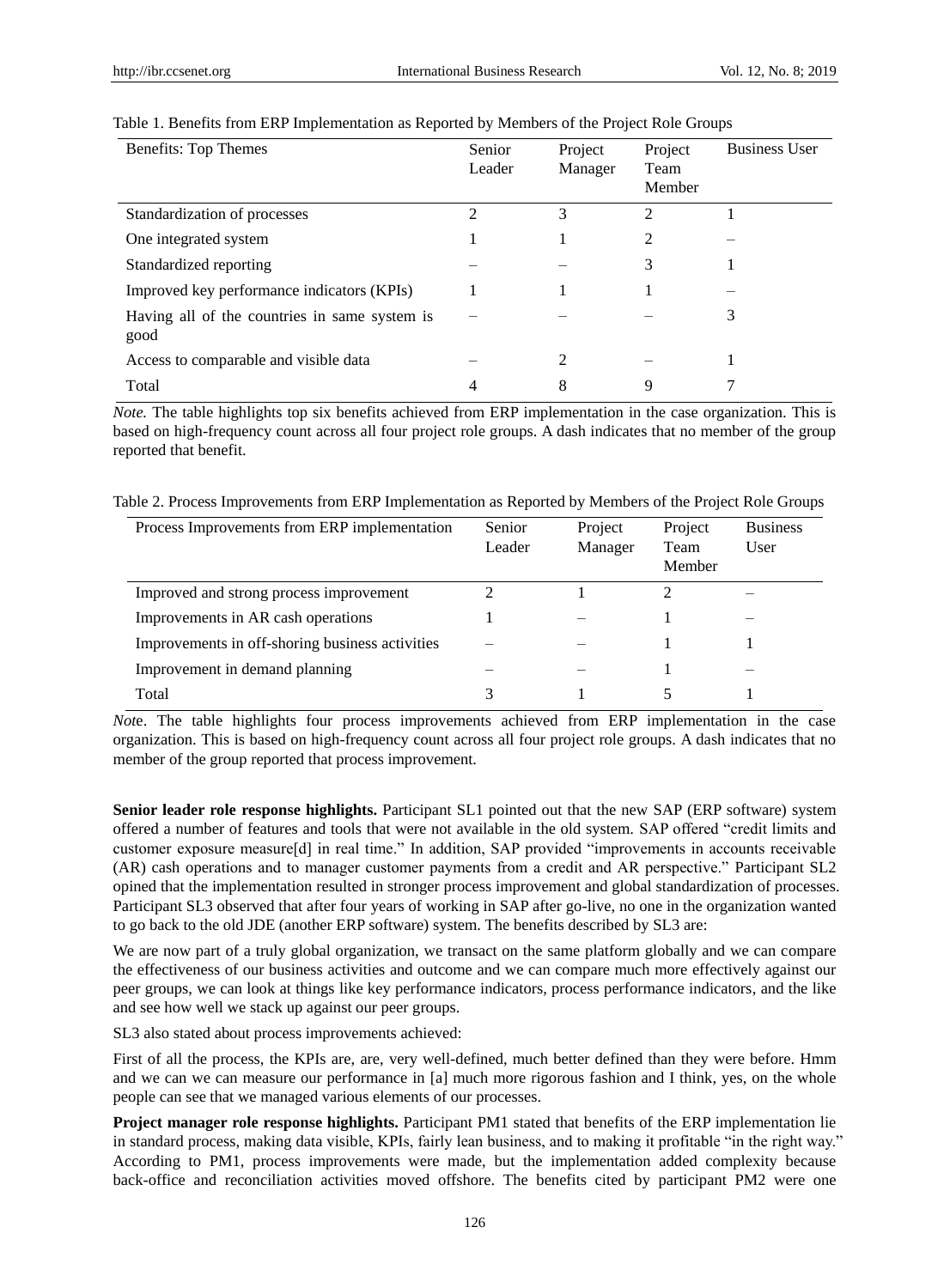Table 1. Benefits from ERP Implementation as Reported by Members of the Project Role Groups

| Benefits: Top Themes | Senior Leader | Project Manager | Project Team Member | Business User |
|---|---|---|---|---|
| Standardization of processes | 2 | 3 | 2 | 1 |
| One integrated system | 1 | 1 | 2 | – |
| Standardized reporting | – | – | 3 | 1 |
| Improved key performance indicators (KPIs) | 1 | 1 | 1 | – |
| Having all of the countries in same system is good | – | – | – | 3 |
| Access to comparable and visible data | – | 2 | – | 1 |
| Total | 4 | 8 | 9 | 7 |

*Note.* The table highlights top six benefits achieved from ERP implementation in the case organization. This is based on high-frequency count across all four project role groups. A dash indicates that no member of the group reported that benefit.

Table 2. Process Improvements from ERP Implementation as Reported by Members of the Project Role Groups

| Process Improvements from ERP implementation | Senior Leader | Project Manager | Project Team Member | Business User |
|---|---|---|---|---|
| Improved and strong process improvement | 2 | 1 | 2 | – |
| Improvements in AR cash operations | 1 | – | 1 | – |
| Improvements in off-shoring business activities | – | – | 1 | 1 |
| Improvement in demand planning | – | – | 1 | – |
| Total | 3 | 1 | 5 | 1 |

*Note*. The table highlights four process improvements achieved from ERP implementation in the case organization. This is based on high-frequency count across all four project role groups. A dash indicates that no member of the group reported that process improvement.

**Senior leader role response highlights.** Participant SL1 pointed out that the new SAP (ERP software) system offered a number of features and tools that were not available in the old system. SAP offered "credit limits and customer exposure measure[d] in real time." In addition, SAP provided "improvements in accounts receivable (AR) cash operations and to manager customer payments from a credit and AR perspective." Participant SL2 opined that the implementation resulted in stronger process improvement and global standardization of processes. Participant SL3 observed that after four years of working in SAP after go-live, no one in the organization wanted to go back to the old JDE (another ERP software) system. The benefits described by SL3 are:

We are now part of a truly global organization, we transact on the same platform globally and we can compare the effectiveness of our business activities and outcome and we can compare much more effectively against our peer groups, we can look at things like key performance indicators, process performance indicators, and the like and see how well we stack up against our peer groups.

SL3 also stated about process improvements achieved:

First of all the process, the KPIs are, are, very well-defined, much better defined than they were before. Hmm and we can we can measure our performance in [a] much more rigorous fashion and I think, yes, on the whole people can see that we managed various elements of our processes.

**Project manager role response highlights.** Participant PM1 stated that benefits of the ERP implementation lie in standard process, making data visible, KPIs, fairly lean business, and to making it profitable "in the right way." According to PM1, process improvements were made, but the implementation added complexity because back-office and reconciliation activities moved offshore. The benefits cited by participant PM2 were one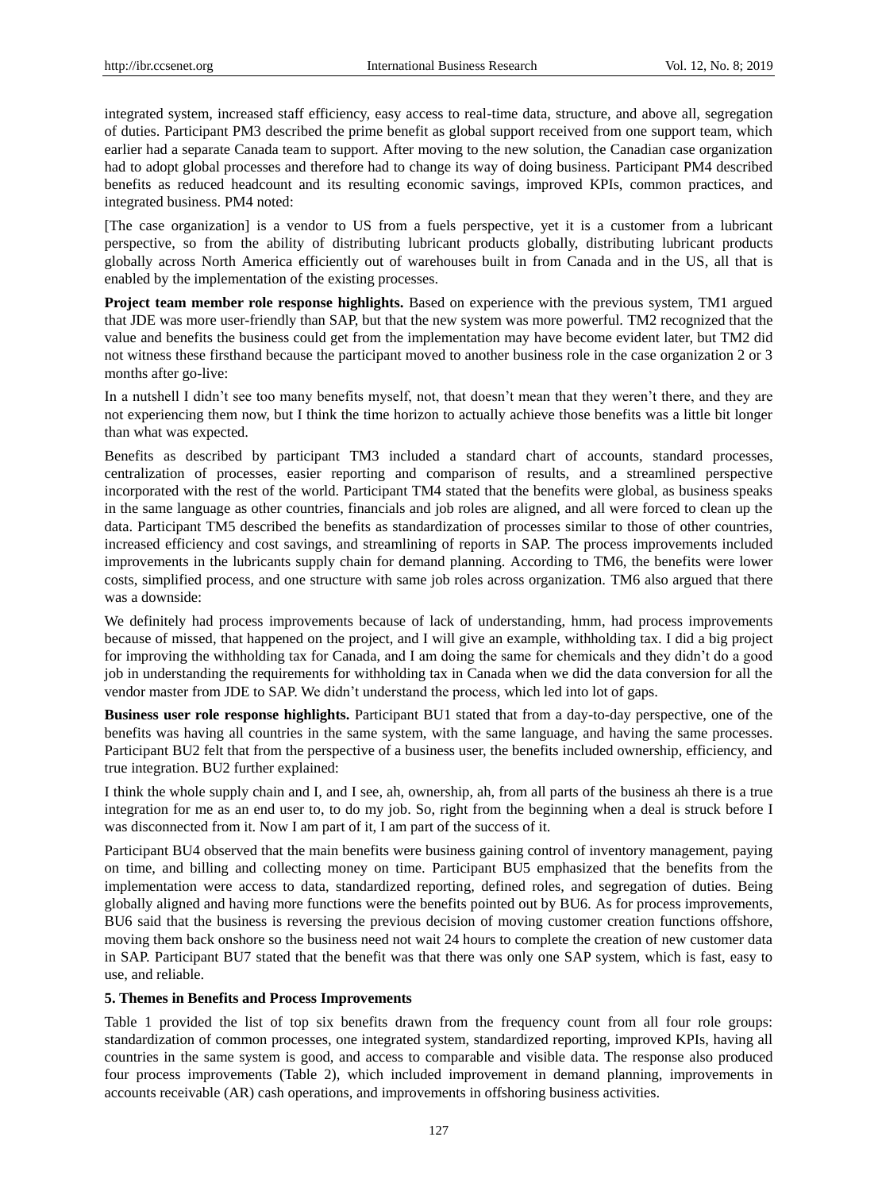integrated system, increased staff efficiency, easy access to real-time data, structure, and above all, segregation of duties. Participant PM3 described the prime benefit as global support received from one support team, which earlier had a separate Canada team to support. After moving to the new solution, the Canadian case organization had to adopt global processes and therefore had to change its way of doing business. Participant PM4 described benefits as reduced headcount and its resulting economic savings, improved KPIs, common practices, and integrated business. PM4 noted:

[The case organization] is a vendor to US from a fuels perspective, yet it is a customer from a lubricant perspective, so from the ability of distributing lubricant products globally, distributing lubricant products globally across North America efficiently out of warehouses built in from Canada and in the US, all that is enabled by the implementation of the existing processes.

**Project team member role response highlights.** Based on experience with the previous system, TM1 argued that JDE was more user-friendly than SAP, but that the new system was more powerful. TM2 recognized that the value and benefits the business could get from the implementation may have become evident later, but TM2 did not witness these firsthand because the participant moved to another business role in the case organization 2 or 3 months after go-live:

In a nutshell I didn't see too many benefits myself, not, that doesn't mean that they weren't there, and they are not experiencing them now, but I think the time horizon to actually achieve those benefits was a little bit longer than what was expected.

Benefits as described by participant TM3 included a standard chart of accounts, standard processes, centralization of processes, easier reporting and comparison of results, and a streamlined perspective incorporated with the rest of the world. Participant TM4 stated that the benefits were global, as business speaks in the same language as other countries, financials and job roles are aligned, and all were forced to clean up the data. Participant TM5 described the benefits as standardization of processes similar to those of other countries, increased efficiency and cost savings, and streamlining of reports in SAP. The process improvements included improvements in the lubricants supply chain for demand planning. According to TM6, the benefits were lower costs, simplified process, and one structure with same job roles across organization. TM6 also argued that there was a downside:

We definitely had process improvements because of lack of understanding, hmm, had process improvements because of missed, that happened on the project, and I will give an example, withholding tax. I did a big project for improving the withholding tax for Canada, and I am doing the same for chemicals and they didn't do a good job in understanding the requirements for withholding tax in Canada when we did the data conversion for all the vendor master from JDE to SAP. We didn't understand the process, which led into lot of gaps.

**Business user role response highlights.** Participant BU1 stated that from a day-to-day perspective, one of the benefits was having all countries in the same system, with the same language, and having the same processes. Participant BU2 felt that from the perspective of a business user, the benefits included ownership, efficiency, and true integration. BU2 further explained:

I think the whole supply chain and I, and I see, ah, ownership, ah, from all parts of the business ah there is a true integration for me as an end user to, to do my job. So, right from the beginning when a deal is struck before I was disconnected from it. Now I am part of it, I am part of the success of it.

Participant BU4 observed that the main benefits were business gaining control of inventory management, paying on time, and billing and collecting money on time. Participant BU5 emphasized that the benefits from the implementation were access to data, standardized reporting, defined roles, and segregation of duties. Being globally aligned and having more functions were the benefits pointed out by BU6. As for process improvements, BU6 said that the business is reversing the previous decision of moving customer creation functions offshore, moving them back onshore so the business need not wait 24 hours to complete the creation of new customer data in SAP. Participant BU7 stated that the benefit was that there was only one SAP system, which is fast, easy to use, and reliable.

## 5. Themes in Benefits and Process Improvements

Table 1 provided the list of top six benefits drawn from the frequency count from all four role groups: standardization of common processes, one integrated system, standardized reporting, improved KPIs, having all countries in the same system is good, and access to comparable and visible data. The response also produced four process improvements (Table 2), which included improvement in demand planning, improvements in accounts receivable (AR) cash operations, and improvements in offshoring business activities.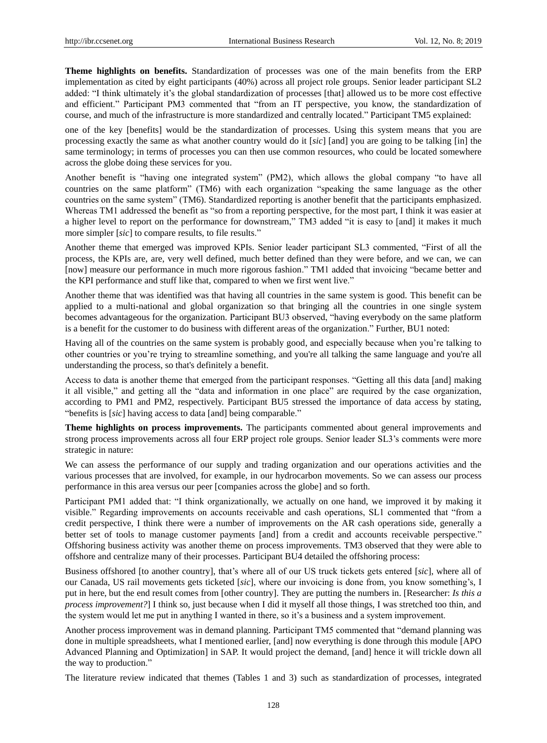**Theme highlights on benefits.** Standardization of processes was one of the main benefits from the ERP implementation as cited by eight participants (40%) across all project role groups. Senior leader participant SL2 added: "I think ultimately it's the global standardization of processes [that] allowed us to be more cost effective and efficient." Participant PM3 commented that "from an IT perspective, you know, the standardization of course, and much of the infrastructure is more standardized and centrally located." Participant TM5 explained:

one of the key [benefits] would be the standardization of processes. Using this system means that you are processing exactly the same as what another country would do it [*sic*] [and] you are going to be talking [in] the same terminology; in terms of processes you can then use common resources, who could be located somewhere across the globe doing these services for you.

Another benefit is "having one integrated system" (PM2), which allows the global company "to have all countries on the same platform" (TM6) with each organization "speaking the same language as the other countries on the same system" (TM6). Standardized reporting is another benefit that the participants emphasized. Whereas TM1 addressed the benefit as "so from a reporting perspective, for the most part, I think it was easier at a higher level to report on the performance for downstream," TM3 added "it is easy to [and] it makes it much more simpler [*sic*] to compare results, to file results."

Another theme that emerged was improved KPIs. Senior leader participant SL3 commented, "First of all the process, the KPIs are, are, very well defined, much better defined than they were before, and we can, we can [now] measure our performance in much more rigorous fashion." TM1 added that invoicing "became better and the KPI performance and stuff like that, compared to when we first went live."

Another theme that was identified was that having all countries in the same system is good. This benefit can be applied to a multi-national and global organization so that bringing all the countries in one single system becomes advantageous for the organization. Participant BU3 observed, "having everybody on the same platform is a benefit for the customer to do business with different areas of the organization." Further, BU1 noted:

Having all of the countries on the same system is probably good, and especially because when you're talking to other countries or you're trying to streamline something, and you're all talking the same language and you're all understanding the process, so that's definitely a benefit.

Access to data is another theme that emerged from the participant responses. "Getting all this data [and] making it all visible," and getting all the "data and information in one place" are required by the case organization, according to PM1 and PM2, respectively. Participant BU5 stressed the importance of data access by stating, "benefits is [*sic*] having access to data [and] being comparable."

**Theme highlights on process improvements.** The participants commented about general improvements and strong process improvements across all four ERP project role groups. Senior leader SL3's comments were more strategic in nature:

We can assess the performance of our supply and trading organization and our operations activities and the various processes that are involved, for example, in our hydrocarbon movements. So we can assess our process performance in this area versus our peer [companies across the globe] and so forth.

Participant PM1 added that: "I think organizationally, we actually on one hand, we improved it by making it visible." Regarding improvements on accounts receivable and cash operations, SL1 commented that "from a credit perspective, I think there were a number of improvements on the AR cash operations side, generally a better set of tools to manage customer payments [and] from a credit and accounts receivable perspective." Offshoring business activity was another theme on process improvements. TM3 observed that they were able to offshore and centralize many of their processes. Participant BU4 detailed the offshoring process:

Business offshored [to another country], that's where all of our US truck tickets gets entered [*sic*], where all of our Canada, US rail movements gets ticketed [*sic*], where our invoicing is done from, you know something's, I put in here, but the end result comes from [other country]. They are putting the numbers in. [Researcher: *Is this a process improvement?*] I think so, just because when I did it myself all those things, I was stretched too thin, and the system would let me put in anything I wanted in there, so it's a business and a system improvement.

Another process improvement was in demand planning. Participant TM5 commented that "demand planning was done in multiple spreadsheets, what I mentioned earlier, [and] now everything is done through this module [APO Advanced Planning and Optimization] in SAP. It would project the demand, [and] hence it will trickle down all the way to production."

The literature review indicated that themes (Tables 1 and 3) such as standardization of processes, integrated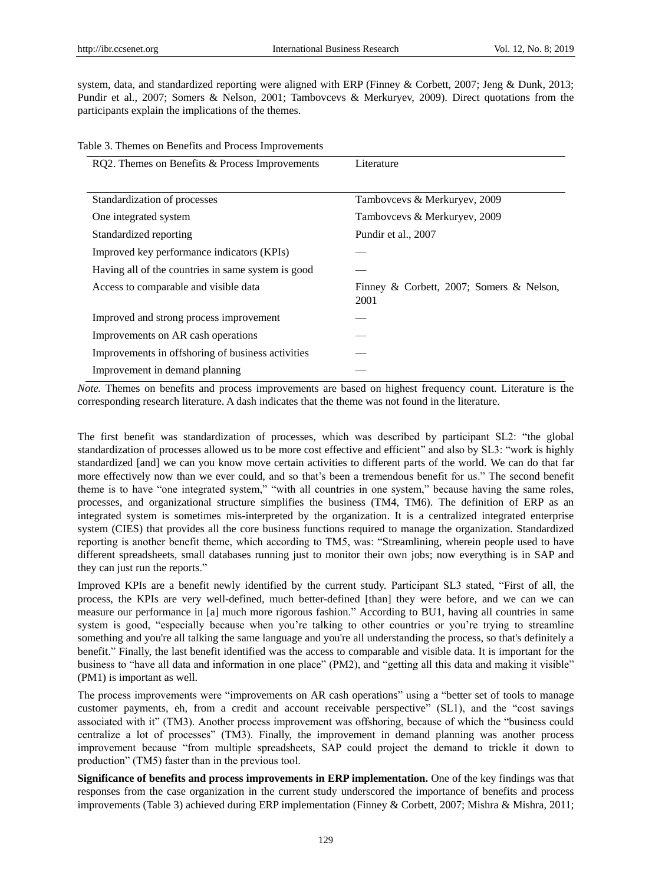system, data, and standardized reporting were aligned with ERP (Finney & Corbett, 2007; Jeng & Dunk, 2013; Pundir et al., 2007; Somers & Nelson, 2001; Tambovcevs & Merkuryev, 2009). Direct quotations from the participants explain the implications of the themes.

Table 3. Themes on Benefits and Process Improvements

| RQ2. Themes on Benefits & Process Improvements | Literature |
|---|---|
| Standardization of processes | Tambovcevs & Merkuryev, 2009 |
| One integrated system | Tambovcevs & Merkuryev, 2009 |
| Standardized reporting | Pundir et al., 2007 |
| Improved key performance indicators (KPIs) | — |
| Having all of the countries in same system is good | — |
| Access to comparable and visible data | Finney & Corbett, 2007; Somers & Nelson, 2001 |
| Improved and strong process improvement | — |
| Improvements on AR cash operations | — |
| Improvements in offshoring of business activities | — |
| Improvement in demand planning | — |

*Note.* Themes on benefits and process improvements are based on highest frequency count. Literature is the corresponding research literature. A dash indicates that the theme was not found in the literature.

The first benefit was standardization of processes, which was described by participant SL2: "the global standardization of processes allowed us to be more cost effective and efficient" and also by SL3: "work is highly standardized [and] we can you know move certain activities to different parts of the world. We can do that far more effectively now than we ever could, and so that's been a tremendous benefit for us." The second benefit theme is to have "one integrated system," "with all countries in one system," because having the same roles, processes, and organizational structure simplifies the business (TM4, TM6). The definition of ERP as an integrated system is sometimes mis-interpreted by the organization. It is a centralized integrated enterprise system (CIES) that provides all the core business functions required to manage the organization. Standardized reporting is another benefit theme, which according to TM5, was: "Streamlining, wherein people used to have different spreadsheets, small databases running just to monitor their own jobs; now everything is in SAP and they can just run the reports."

Improved KPIs are a benefit newly identified by the current study. Participant SL3 stated, "First of all, the process, the KPIs are very well-defined, much better-defined [than] they were before, and we can we can measure our performance in [a] much more rigorous fashion." According to BU1, having all countries in same system is good, "especially because when you're talking to other countries or you're trying to streamline something and you're all talking the same language and you're all understanding the process, so that's definitely a benefit." Finally, the last benefit identified was the access to comparable and visible data. It is important for the business to "have all data and information in one place" (PM2), and "getting all this data and making it visible" (PM1) is important as well.

The process improvements were "improvements on AR cash operations" using a "better set of tools to manage customer payments, eh, from a credit and account receivable perspective" (SL1), and the "cost savings associated with it" (TM3). Another process improvement was offshoring, because of which the "business could centralize a lot of processes" (TM3). Finally, the improvement in demand planning was another process improvement because "from multiple spreadsheets, SAP could project the demand to trickle it down to production" (TM5) faster than in the previous tool.

**Significance of benefits and process improvements in ERP implementation.** One of the key findings was that responses from the case organization in the current study underscored the importance of benefits and process improvements (Table 3) achieved during ERP implementation (Finney & Corbett, 2007; Mishra & Mishra, 2011;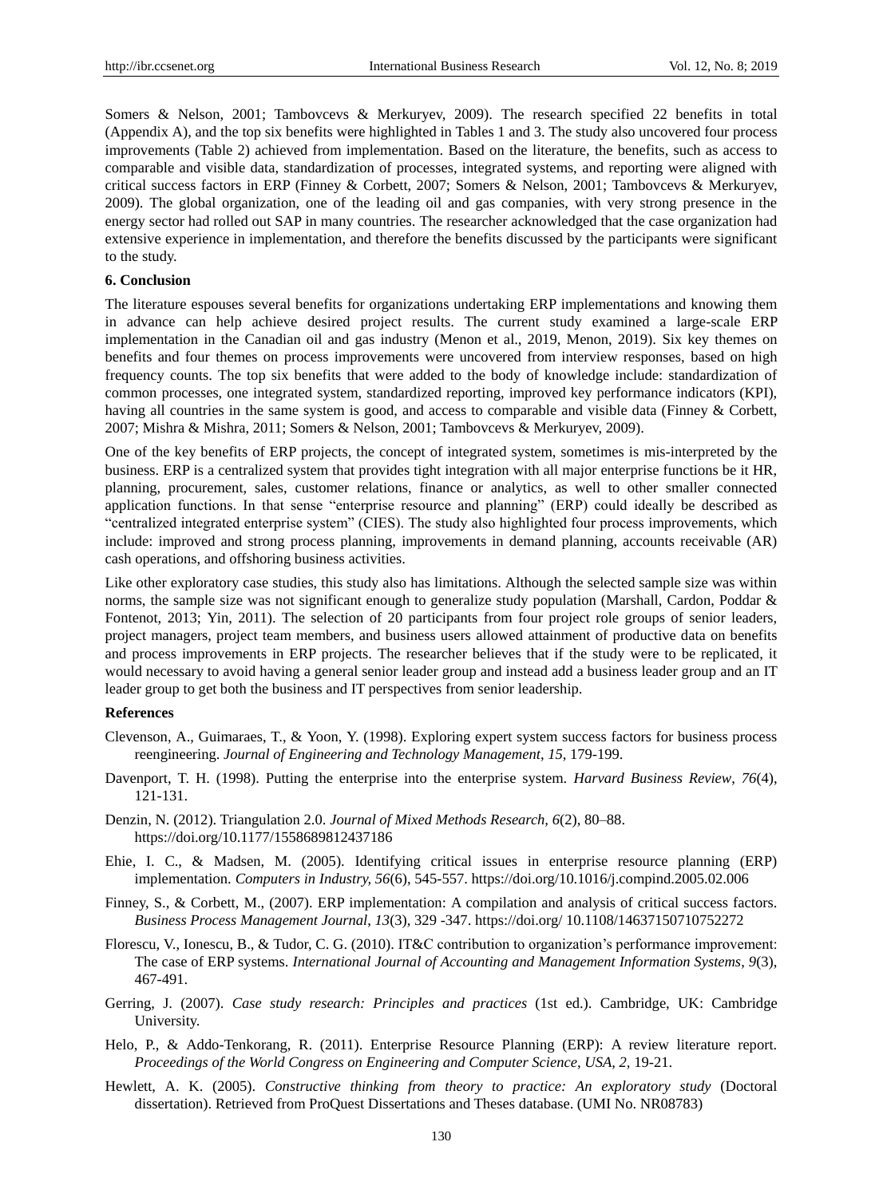Somers & Nelson, 2001; Tambovcevs & Merkuryev, 2009). The research specified 22 benefits in total (Appendix A), and the top six benefits were highlighted in Tables 1 and 3. The study also uncovered four process improvements (Table 2) achieved from implementation. Based on the literature, the benefits, such as access to comparable and visible data, standardization of processes, integrated systems, and reporting were aligned with critical success factors in ERP (Finney & Corbett, 2007; Somers & Nelson, 2001; Tambovcevs & Merkuryev, 2009). The global organization, one of the leading oil and gas companies, with very strong presence in the energy sector had rolled out SAP in many countries. The researcher acknowledged that the case organization had extensive experience in implementation, and therefore the benefits discussed by the participants were significant to the study.

## 6. Conclusion

The literature espouses several benefits for organizations undertaking ERP implementations and knowing them in advance can help achieve desired project results. The current study examined a large-scale ERP implementation in the Canadian oil and gas industry (Menon et al., 2019, Menon, 2019). Six key themes on benefits and four themes on process improvements were uncovered from interview responses, based on high frequency counts. The top six benefits that were added to the body of knowledge include: standardization of common processes, one integrated system, standardized reporting, improved key performance indicators (KPI), having all countries in the same system is good, and access to comparable and visible data (Finney & Corbett, 2007; Mishra & Mishra, 2011; Somers & Nelson, 2001; Tambovcevs & Merkuryev, 2009).

One of the key benefits of ERP projects, the concept of integrated system, sometimes is mis-interpreted by the business. ERP is a centralized system that provides tight integration with all major enterprise functions be it HR, planning, procurement, sales, customer relations, finance or analytics, as well to other smaller connected application functions. In that sense "enterprise resource and planning" (ERP) could ideally be described as "centralized integrated enterprise system" (CIES). The study also highlighted four process improvements, which include: improved and strong process planning, improvements in demand planning, accounts receivable (AR) cash operations, and offshoring business activities.

Like other exploratory case studies, this study also has limitations. Although the selected sample size was within norms, the sample size was not significant enough to generalize study population (Marshall, Cardon, Poddar & Fontenot, 2013; Yin, 2011). The selection of 20 participants from four project role groups of senior leaders, project managers, project team members, and business users allowed attainment of productive data on benefits and process improvements in ERP projects. The researcher believes that if the study were to be replicated, it would necessary to avoid having a general senior leader group and instead add a business leader group and an IT leader group to get both the business and IT perspectives from senior leadership.

## References

Clevenson, A., Guimaraes, T., & Yoon, Y. (1998). Exploring expert system success factors for business process reengineering. *Journal of Engineering and Technology Management*, *15*, 179-199.

Davenport, T. H. (1998). Putting the enterprise into the enterprise system. *Harvard Business Review*, *76*(4), 121-131.

Denzin, N. (2012). Triangulation 2.0. *Journal of Mixed Methods Research, 6*(2), 80–88. https://doi.org/10.1177/1558689812437186

Ehie, I. C., & Madsen, M. (2005). Identifying critical issues in enterprise resource planning (ERP) implementation. *Computers in Industry, 56*(6), 545-557. https://doi.org/10.1016/j.compind.2005.02.006

Finney, S., & Corbett, M., (2007). ERP implementation: A compilation and analysis of critical success factors. *Business Process Management Journal, 13*(3), 329 -347. https://doi.org/ 10.1108/14637150710752272

Florescu, V., Ionescu, B., & Tudor, C. G. (2010). IT&C contribution to organization's performance improvement: The case of ERP systems. *International Journal of Accounting and Management Information Systems*, *9*(3), 467-491.

Gerring, J. (2007). *Case study research: Principles and practices* (1st ed.). Cambridge, UK: Cambridge University.

Helo, P., & Addo-Tenkorang, R. (2011). Enterprise Resource Planning (ERP): A review literature report. *Proceedings of the World Congress on Engineering and Computer Science, USA, 2,* 19-21.

Hewlett, A. K. (2005). *Constructive thinking from theory to practice: An exploratory study* (Doctoral dissertation). Retrieved from ProQuest Dissertations and Theses database. (UMI No. NR08783)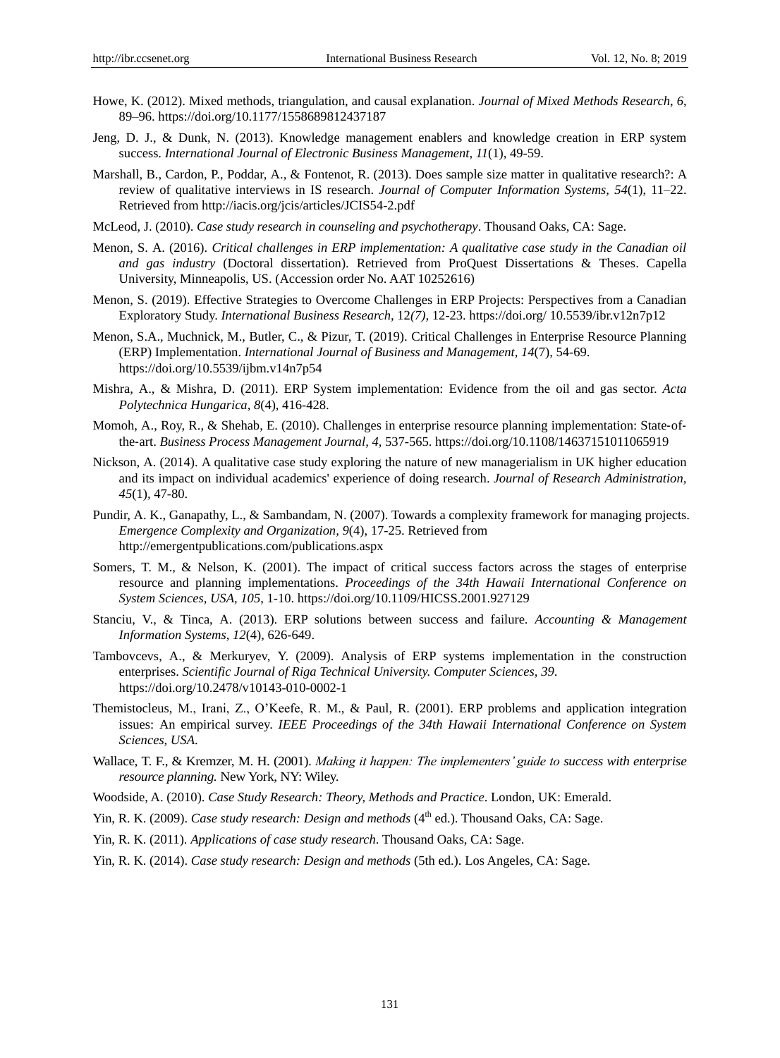Howe, K. (2012). Mixed methods, triangulation, and causal explanation. *Journal of Mixed Methods Research*, *6*, 89–96. https://doi.org/10.1177/1558689812437187

Jeng, D. J., & Dunk, N. (2013). Knowledge management enablers and knowledge creation in ERP system success. *International Journal of Electronic Business Management*, *11*(1), 49-59.

Marshall, B., Cardon, P., Poddar, A., & Fontenot, R. (2013). Does sample size matter in qualitative research?: A review of qualitative interviews in IS research. *Journal of Computer Information Systems, 54*(1), 11–22. Retrieved from http://iacis.org/jcis/articles/JCIS54-2.pdf

McLeod, J. (2010). *Case study research in counseling and psychotherapy*. Thousand Oaks, CA: Sage.

Menon, S. A. (2016). *Critical challenges in ERP implementation: A qualitative case study in the Canadian oil and gas industry* (Doctoral dissertation). Retrieved from ProQuest Dissertations & Theses. Capella University, Minneapolis, US. (Accession order No. AAT 10252616)

Menon, S. (2019). Effective Strategies to Overcome Challenges in ERP Projects: Perspectives from a Canadian Exploratory Study. *International Business Research*, 12*(7),* 12-23. https://doi.org/ 10.5539/ibr.v12n7p12

Menon, S.A., Muchnick, M., Butler, C., & Pizur, T. (2019). Critical Challenges in Enterprise Resource Planning (ERP) Implementation. *International Journal of Business and Management, 14*(7), 54-69. https://doi.org/10.5539/ijbm.v14n7p54

Mishra, A., & Mishra, D. (2011). ERP System implementation: Evidence from the oil and gas sector. *Acta Polytechnica Hungarica, 8*(4), 416-428.

Momoh, A., Roy, R., & Shehab, E. (2010). Challenges in enterprise resource planning implementation: State-of-the-art. *Business Process Management Journal, 4,* 537-565. https://doi.org/10.1108/14637151011065919

Nickson, A. (2014). A qualitative case study exploring the nature of new managerialism in UK higher education and its impact on individual academics' experience of doing research. *Journal of Research Administration, 45*(1), 47-80.

Pundir, A. K., Ganapathy, L., & Sambandam, N. (2007). Towards a complexity framework for managing projects. *Emergence Complexity and Organization, 9*(4), 17-25. Retrieved from http://emergentpublications.com/publications.aspx

Somers, T. M., & Nelson, K. (2001). The impact of critical success factors across the stages of enterprise resource and planning implementations. *Proceedings of the 34th Hawaii International Conference on System Sciences, USA, 105*, 1-10. https://doi.org/10.1109/HICSS.2001.927129

Stanciu, V., & Tinca, A. (2013). ERP solutions between success and failure. *Accounting & Management Information Systems*, *12*(4), 626-649.

Tambovcevs, A., & Merkuryev, Y. (2009). Analysis of ERP systems implementation in the construction enterprises. *Scientific Journal of Riga Technical University. Computer Sciences, 39*. https://doi.org/10.2478/v10143-010-0002-1

Themistocleus, M., Irani, Z., O'Keefe, R. M., & Paul, R. (2001). ERP problems and application integration issues: An empirical survey. *IEEE Proceedings of the 34th Hawaii International Conference on System Sciences, USA*.

Wallace, T. F., & Kremzer, M. H. (2001). *Making it happen: The implementers' guide to success with enterprise resource planning.* New York, NY: Wiley.

Woodside, A. (2010). *Case Study Research: Theory, Methods and Practice*. London, UK: Emerald.

Yin, R. K. (2009). *Case study research: Design and methods* (4th ed.). Thousand Oaks, CA: Sage.

Yin, R. K. (2011). *Applications of case study research*. Thousand Oaks, CA: Sage.

Yin, R. K. (2014). *Case study research: Design and methods* (5th ed.). Los Angeles, CA: Sage.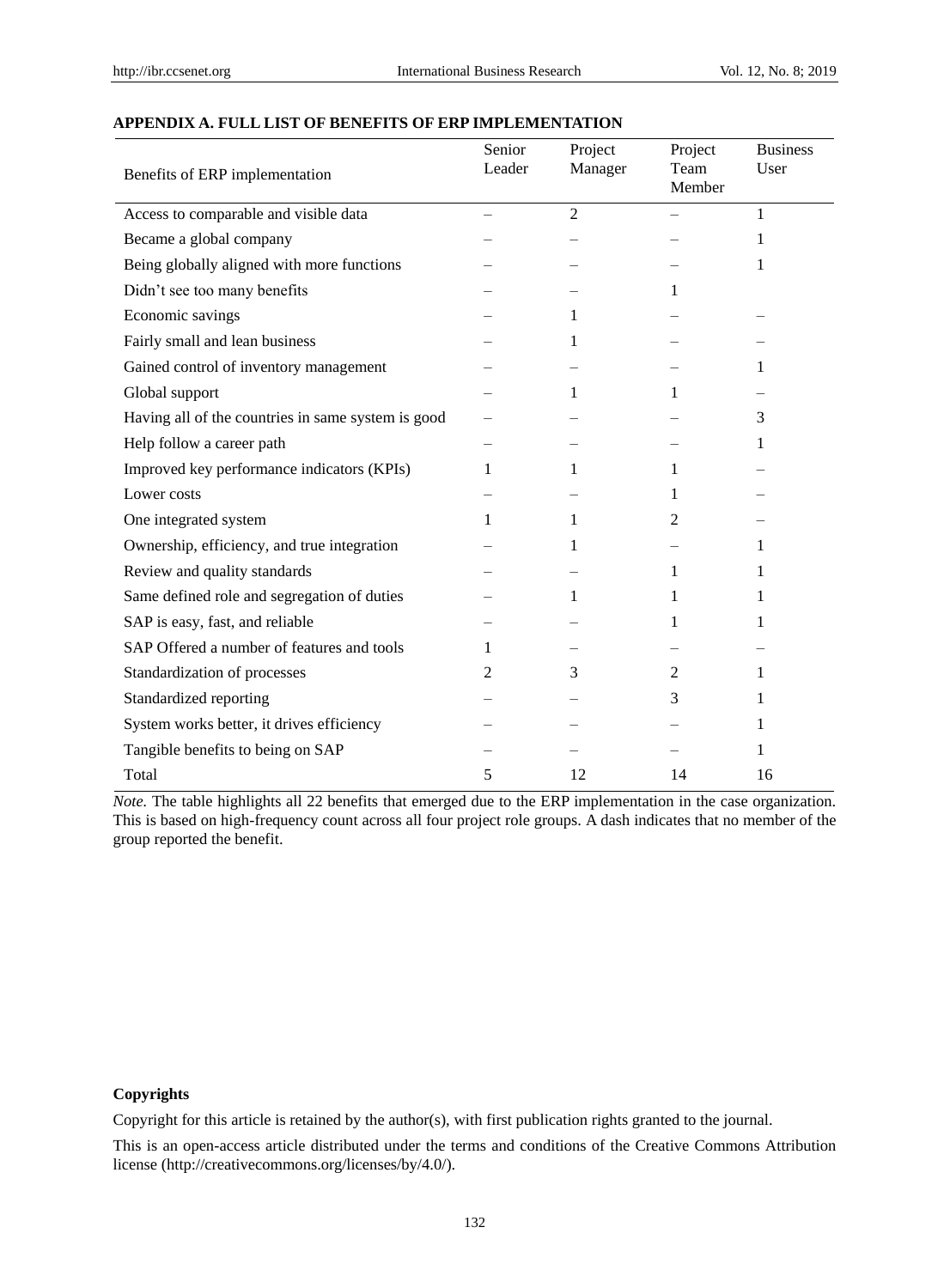**APPENDIX A. FULL LIST OF BENEFITS OF ERP IMPLEMENTATION**

| Benefits of ERP implementation | Senior Leader | Project Manager | Project Team Member | Business User |
|---|---|---|---|---|
| Access to comparable and visible data | – | 2 | – | 1 |
| Became a global company | – | – | – | 1 |
| Being globally aligned with more functions | – | – | – | 1 |
| Didn't see too many benefits | – | – | 1 | |
| Economic savings | – | 1 | – | – |
| Fairly small and lean business | – | 1 | – | – |
| Gained control of inventory management | – | – | – | 1 |
| Global support | – | 1 | 1 | – |
| Having all of the countries in same system is good | – | – | – | 3 |
| Help follow a career path | – | – | – | 1 |
| Improved key performance indicators (KPIs) | 1 | 1 | 1 | – |
| Lower costs | – | – | 1 | – |
| One integrated system | 1 | 1 | 2 | – |
| Ownership, efficiency, and true integration | – | 1 | – | 1 |
| Review and quality standards | – | – | 1 | 1 |
| Same defined role and segregation of duties | – | 1 | 1 | 1 |
| SAP is easy, fast, and reliable | – | – | 1 | 1 |
| SAP Offered a number of features and tools | 1 | – | – | – |
| Standardization of processes | 2 | 3 | 2 | 1 |
| Standardized reporting | – | – | 3 | 1 |
| System works better, it drives efficiency | – | – | – | 1 |
| Tangible benefits to being on SAP | – | – | – | 1 |
| Total | 5 | 12 | 14 | 16 |

*Note.* The table highlights all 22 benefits that emerged due to the ERP implementation in the case organization. This is based on high-frequency count across all four project role groups. A dash indicates that no member of the group reported the benefit.

**Copyrights**

Copyright for this article is retained by the author(s), with first publication rights granted to the journal.

This is an open-access article distributed under the terms and conditions of the Creative Commons Attribution license (http://creativecommons.org/licenses/by/4.0/).